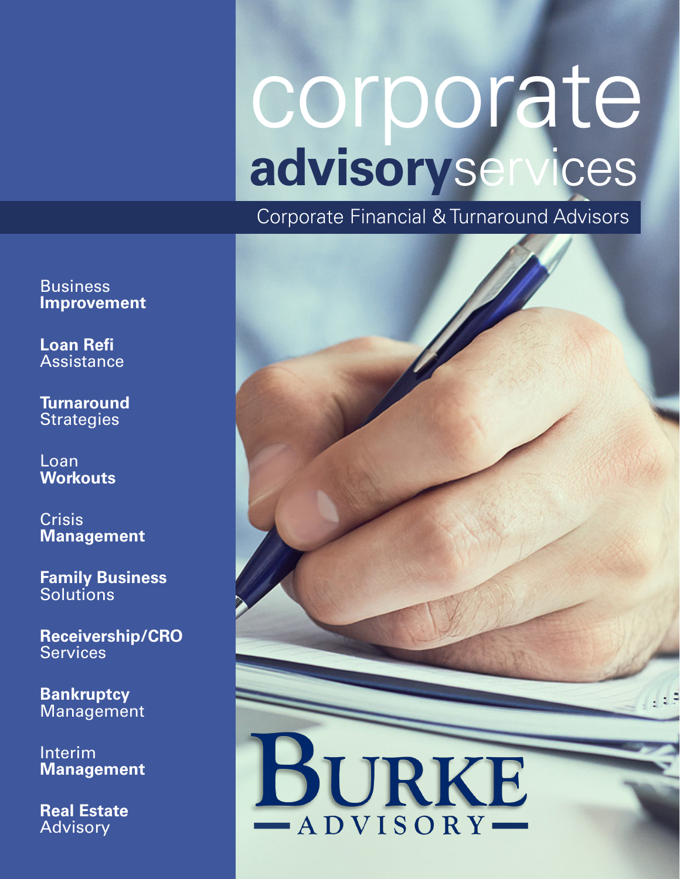# corporate **advisory**services

Corporate Financial & Turnaround Advisors

- Business **Improvement**
- **Loan Refi** Assistance
- **Turnaround** Strategies
- Loan **Workouts**
- Crisis **Management**
- **Family Business** Solutions
- **Receivership/CRO** Services
- **Bankruptcy** Management
- Interim **Management**
- **Real Estate** Advisory

BURKE
—ADVISORY—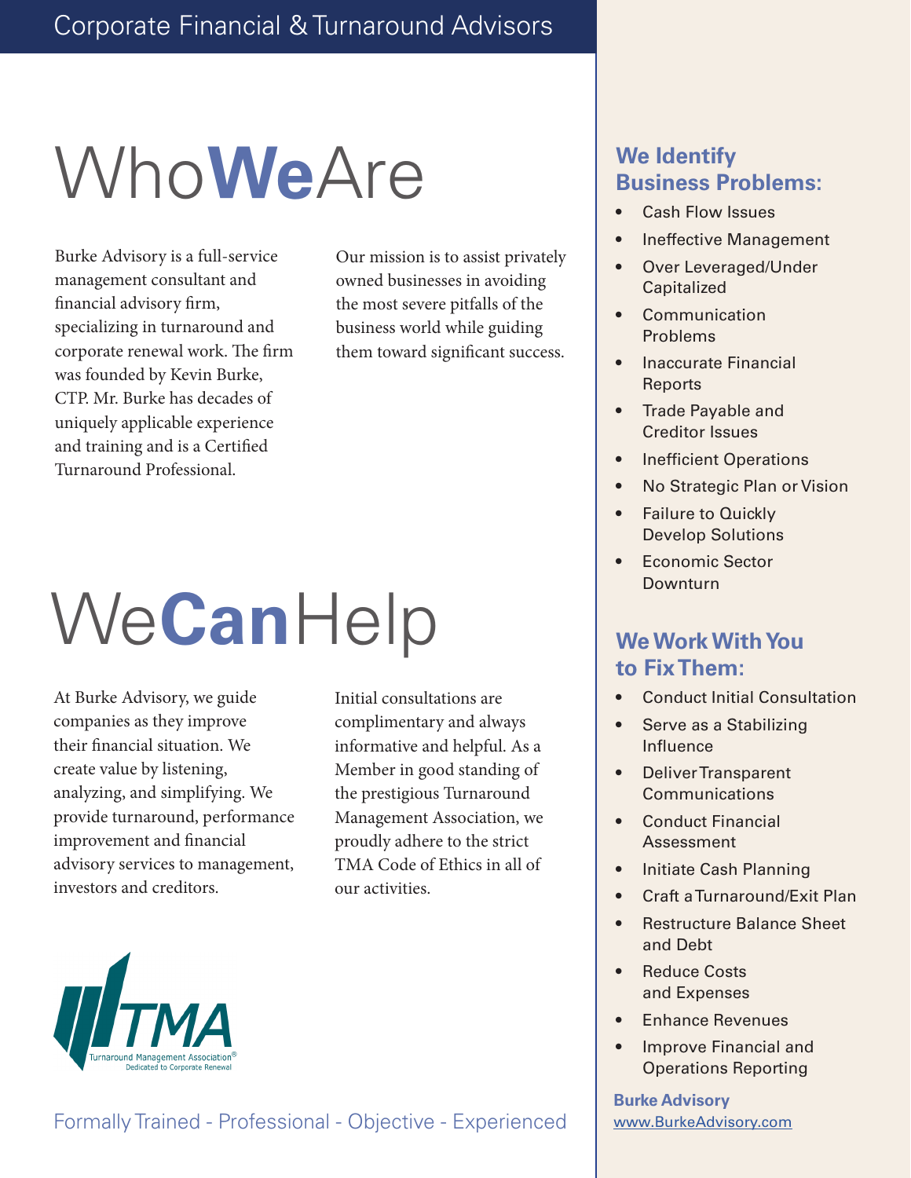Corporate Financial & Turnaround Advisors

# Who **We** Are

Burke Advisory is a full-service management consultant and financial advisory firm, specializing in turnaround and corporate renewal work. The firm was founded by Kevin Burke, CTP. Mr. Burke has decades of uniquely applicable experience and training and is a Certified Turnaround Professional.

Our mission is to assist privately owned businesses in avoiding the most severe pitfalls of the business world while guiding them toward significant success.

# We **Can** Help

At Burke Advisory, we guide companies as they improve their financial situation. We create value by listening, analyzing, and simplifying. We provide turnaround, performance improvement and financial advisory services to management, investors and creditors.

Initial consultations are complimentary and always informative and helpful. As a Member in good standing of the prestigious Turnaround Management Association, we proudly adhere to the strict TMA Code of Ethics in all of our activities.

TMA Turnaround Management Association® Dedicated to Corporate Renewal

Formally Trained - Professional - Objective - Experienced

## We Identify Business Problems:

- Cash Flow Issues
- Ineffective Management
- Over Leveraged/Under Capitalized
- Communication Problems
- Inaccurate Financial Reports
- Trade Payable and Creditor Issues
- Inefficient Operations
- No Strategic Plan or Vision
- Failure to Quickly Develop Solutions
- Economic Sector Downturn

## We Work With You to Fix Them:

- Conduct Initial Consultation
- Serve as a Stabilizing Influence
- Deliver Transparent Communications
- Conduct Financial Assessment
- Initiate Cash Planning
- Craft a Turnaround/Exit Plan
- Restructure Balance Sheet and Debt
- Reduce Costs and Expenses
- Enhance Revenues
- Improve Financial and Operations Reporting

**Burke Advisory**
www.BurkeAdvisory.com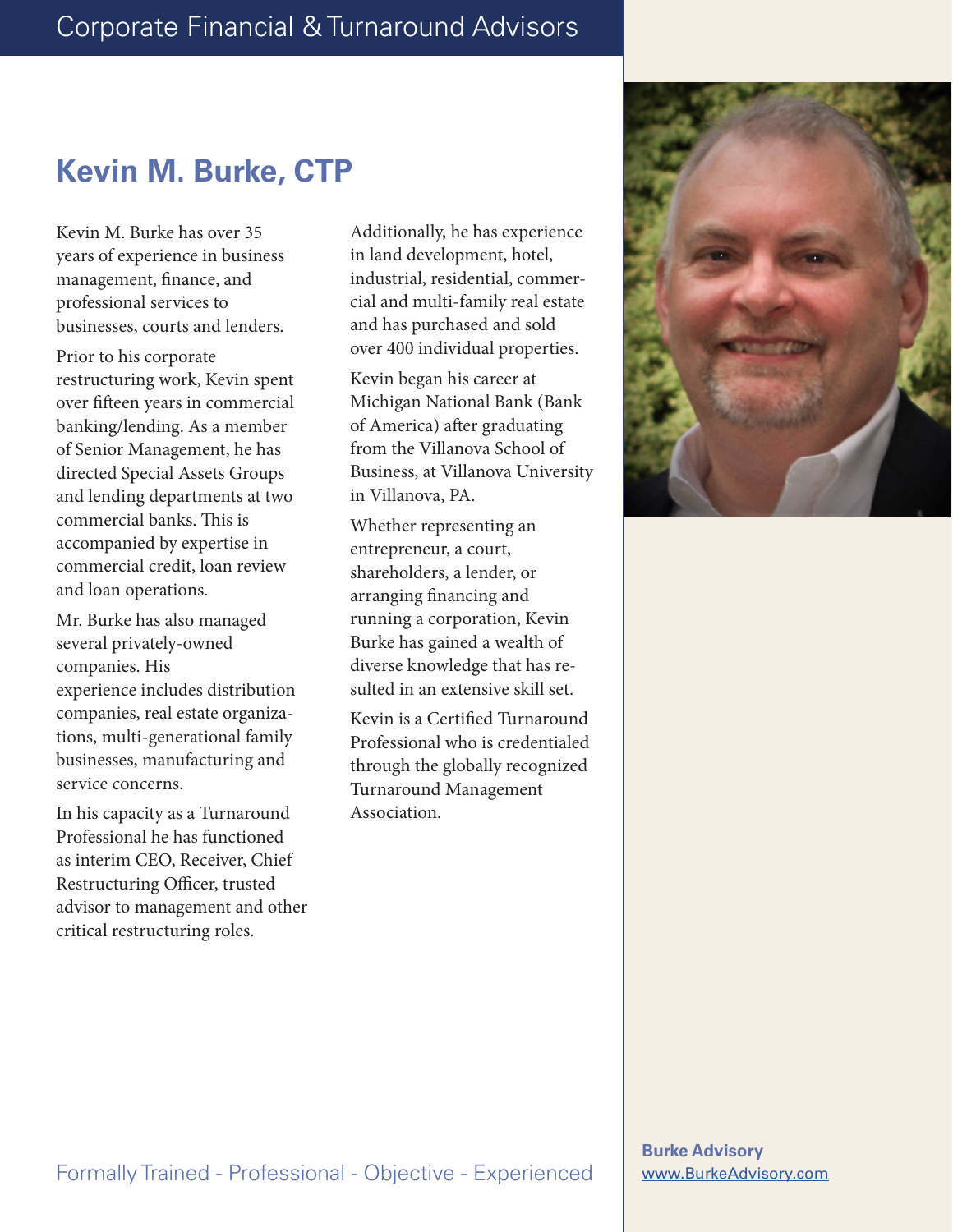# Kevin M. Burke, CTP

Kevin M. Burke has over 35 years of experience in business management, finance, and professional services to businesses, courts and lenders.

Prior to his corporate restructuring work, Kevin spent over fifteen years in commercial banking/lending. As a member of Senior Management, he has directed Special Assets Groups and lending departments at two commercial banks. This is accompanied by expertise in commercial credit, loan review and loan operations.

Mr. Burke has also managed several privately-owned companies. His experience includes distribution companies, real estate organizations, multi-generational family businesses, manufacturing and service concerns.

In his capacity as a Turnaround Professional he has functioned as interim CEO, Receiver, Chief Restructuring Officer, trusted advisor to management and other critical restructuring roles.

Additionally, he has experience in land development, hotel, industrial, residential, commercial and multi-family real estate and has purchased and sold over 400 individual properties.

Kevin began his career at Michigan National Bank (Bank of America) after graduating from the Villanova School of Business, at Villanova University in Villanova, PA.

Whether representing an entrepreneur, a court, shareholders, a lender, or arranging financing and running a corporation, Kevin Burke has gained a wealth of diverse knowledge that has resulted in an extensive skill set.

Kevin is a Certified Turnaround Professional who is credentialed through the globally recognized Turnaround Management Association.

Formally Trained - Professional - Objective - Experienced

**Burke Advisory**
www.BurkeAdvisory.com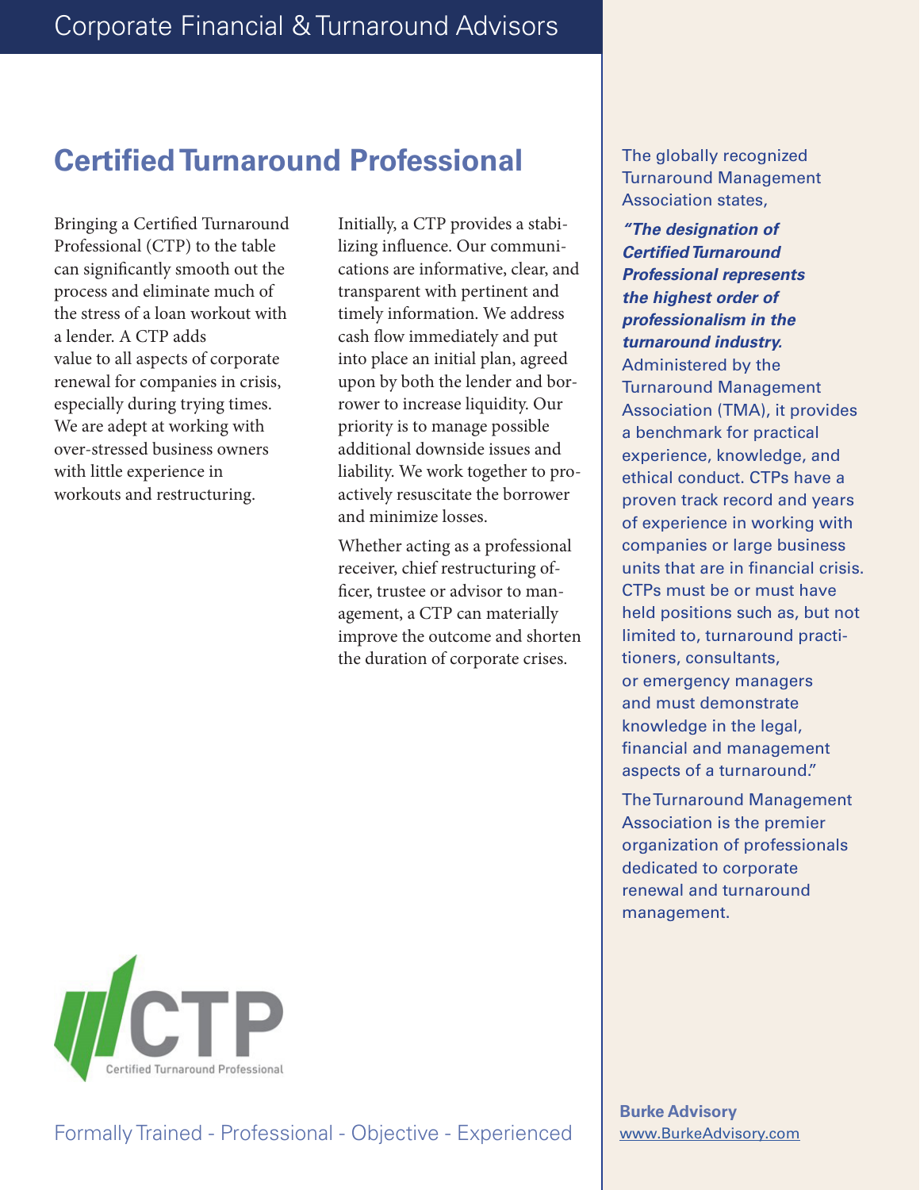Corporate Financial & Turnaround Advisors

## Certified Turnaround Professional

Bringing a Certified Turnaround Professional (CTP) to the table can significantly smooth out the process and eliminate much of the stress of a loan workout with a lender. A CTP adds value to all aspects of corporate renewal for companies in crisis, especially during trying times. We are adept at working with over-stressed business owners with little experience in workouts and restructuring.

Initially, a CTP provides a stabilizing influence. Our communications are informative, clear, and transparent with pertinent and timely information. We address cash flow immediately and put into place an initial plan, agreed upon by both the lender and borrower to increase liquidity. Our priority is to manage possible additional downside issues and liability. We work together to proactively resuscitate the borrower and minimize losses.

Whether acting as a professional receiver, chief restructuring officer, trustee or advisor to management, a CTP can materially improve the outcome and shorten the duration of corporate crises.

CTP
Certified Turnaround Professional

Formally Trained - Professional - Objective - Experienced

The globally recognized Turnaround Management Association states,

***"The designation of Certified Turnaround Professional represents the highest order of professionalism in the turnaround industry.*** Administered by the Turnaround Management Association (TMA), it provides a benchmark for practical experience, knowledge, and ethical conduct. CTPs have a proven track record and years of experience in working with companies or large business units that are in financial crisis. CTPs must be or must have held positions such as, but not limited to, turnaround practitioners, consultants, or emergency managers and must demonstrate knowledge in the legal, financial and management aspects of a turnaround."

The Turnaround Management Association is the premier organization of professionals dedicated to corporate renewal and turnaround management.

**Burke Advisory**
www.BurkeAdvisory.com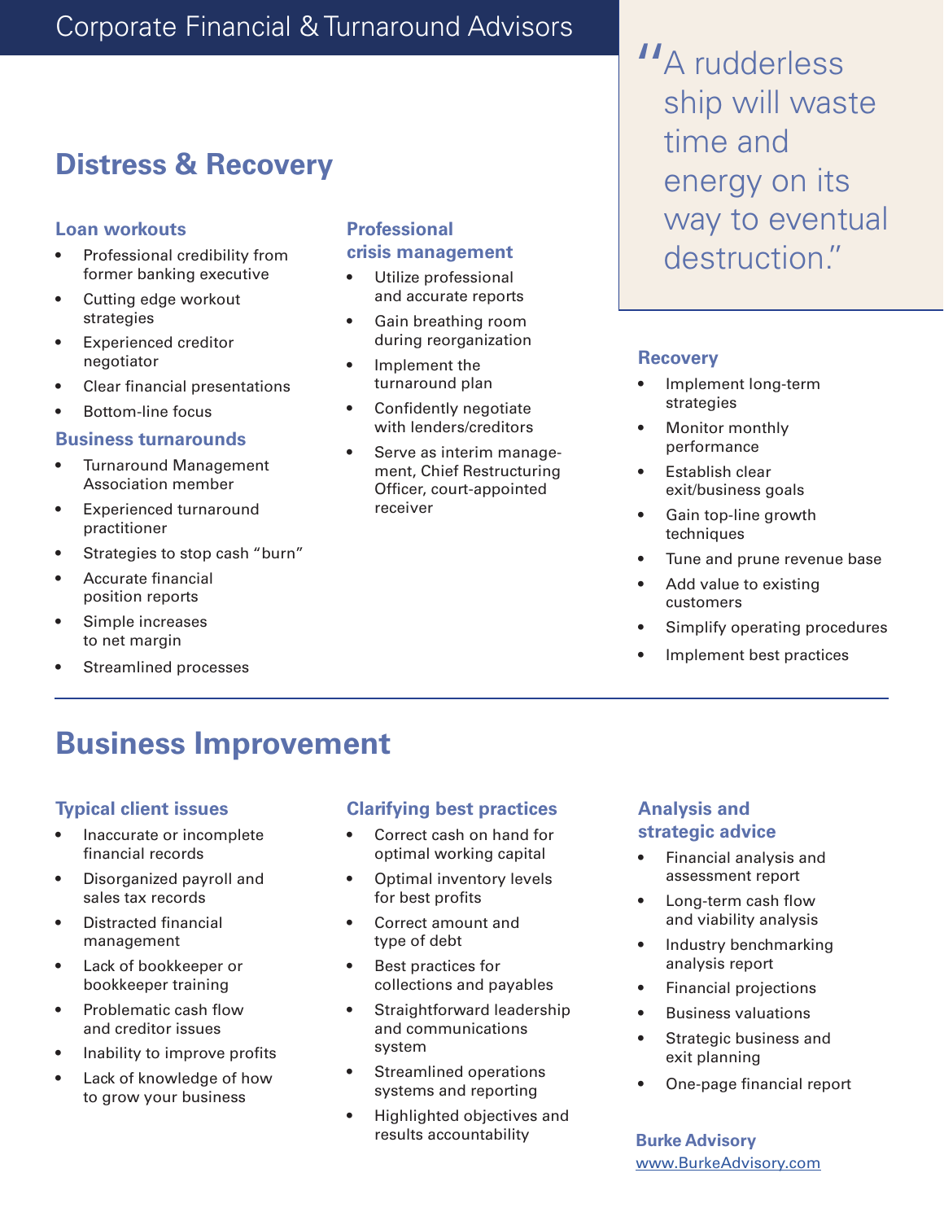Corporate Financial & Turnaround Advisors

## Distress & Recovery

### Loan workouts

- Professional credibility from former banking executive
- Cutting edge workout strategies
- Experienced creditor negotiator
- Clear financial presentations
- Bottom-line focus

### Business turnarounds

- Turnaround Management Association member
- Experienced turnaround practitioner
- Strategies to stop cash "burn"
- Accurate financial position reports
- Simple increases to net margin
- Streamlined processes

### Professional crisis management

- Utilize professional and accurate reports
- Gain breathing room during reorganization
- Implement the turnaround plan
- Confidently negotiate with lenders/creditors
- Serve as interim management, Chief Restructuring Officer, court-appointed receiver

> "A rudderless ship will waste time and energy on its way to eventual destruction."

### Recovery

- Implement long-term strategies
- Monitor monthly performance
- Establish clear exit/business goals
- Gain top-line growth techniques
- Tune and prune revenue base
- Add value to existing customers
- Simplify operating procedures
- Implement best practices

## Business Improvement

### Typical client issues

- Inaccurate or incomplete financial records
- Disorganized payroll and sales tax records
- Distracted financial management
- Lack of bookkeeper or bookkeeper training
- Problematic cash flow and creditor issues
- Inability to improve profits
- Lack of knowledge of how to grow your business

### Clarifying best practices

- Correct cash on hand for optimal working capital
- Optimal inventory levels for best profits
- Correct amount and type of debt
- Best practices for collections and payables
- Straightforward leadership and communications system
- Streamlined operations systems and reporting
- Highlighted objectives and results accountability

### Analysis and strategic advice

- Financial analysis and assessment report
- Long-term cash flow and viability analysis
- Industry benchmarking analysis report
- Financial projections
- Business valuations
- Strategic business and exit planning
- One-page financial report

**Burke Advisory**
www.BurkeAdvisory.com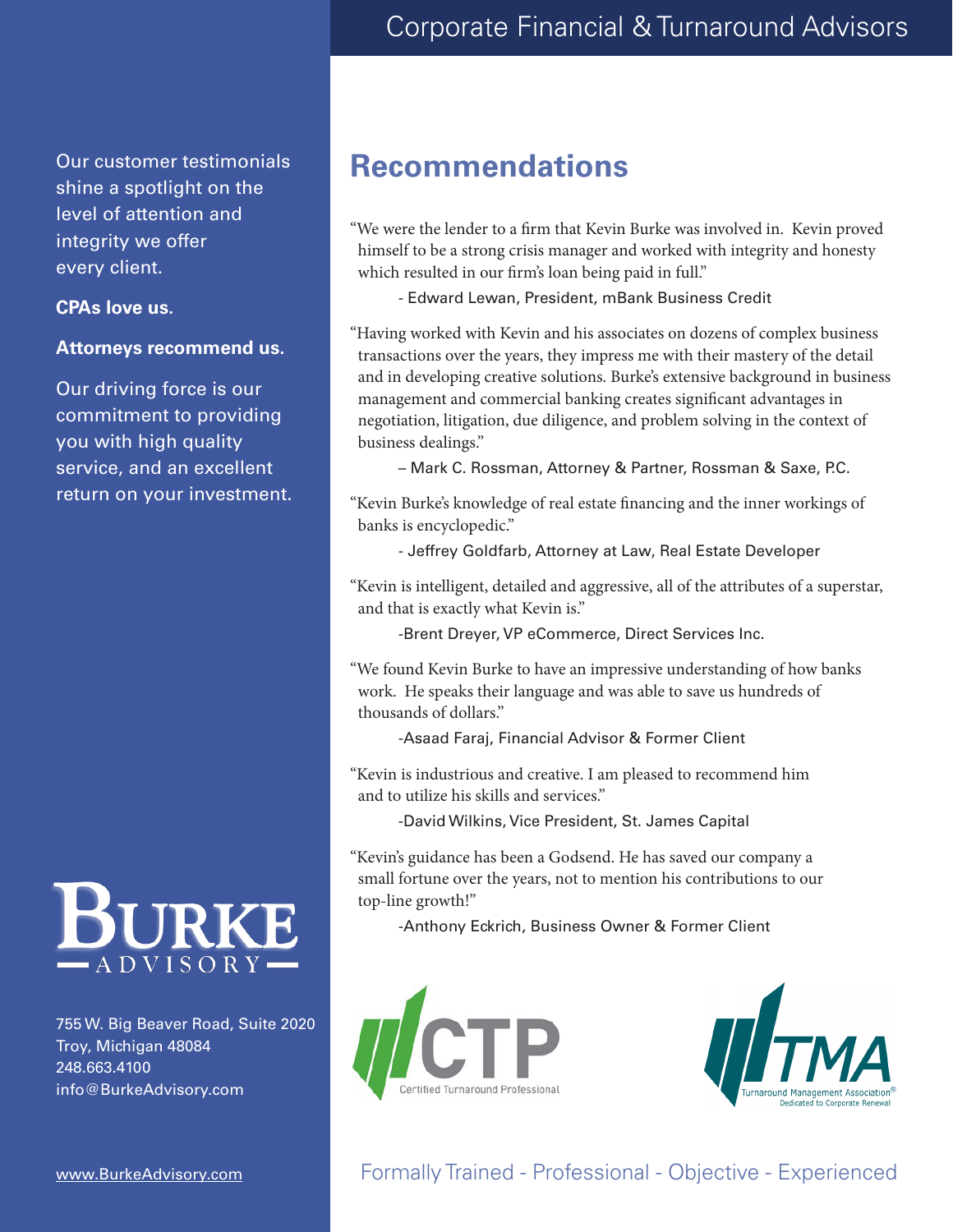Corporate Financial & Turnaround Advisors

Our customer testimonials shine a spotlight on the level of attention and integrity we offer every client.

**CPAs love us.**

**Attorneys recommend us.**

Our driving force is our commitment to providing you with high quality service, and an excellent return on your investment.

## Recommendations

"We were the lender to a firm that Kevin Burke was involved in. Kevin proved himself to be a strong crisis manager and worked with integrity and honesty which resulted in our firm's loan being paid in full."

- Edward Lewan, President, mBank Business Credit

"Having worked with Kevin and his associates on dozens of complex business transactions over the years, they impress me with their mastery of the detail and in developing creative solutions. Burke's extensive background in business management and commercial banking creates significant advantages in negotiation, litigation, due diligence, and problem solving in the context of business dealings."

– Mark C. Rossman, Attorney & Partner, Rossman & Saxe, P.C.

"Kevin Burke's knowledge of real estate financing and the inner workings of banks is encyclopedic."

- Jeffrey Goldfarb, Attorney at Law, Real Estate Developer

"Kevin is intelligent, detailed and aggressive, all of the attributes of a superstar, and that is exactly what Kevin is."

-Brent Dreyer, VP eCommerce, Direct Services Inc.

"We found Kevin Burke to have an impressive understanding of how banks work. He speaks their language and was able to save us hundreds of thousands of dollars."

-Asaad Faraj, Financial Advisor & Former Client

"Kevin is industrious and creative. I am pleased to recommend him and to utilize his skills and services."

-David Wilkins, Vice President, St. James Capital

"Kevin's guidance has been a Godsend. He has saved our company a small fortune over the years, not to mention his contributions to our top-line growth!"

-Anthony Eckrich, Business Owner & Former Client

BURKE ADVISORY

755 W. Big Beaver Road, Suite 2020
Troy, Michigan 48084
248.663.4100
info@BurkeAdvisory.com

CTP Certified Turnaround Professional

TMA Turnaround Management Association® Dedicated to Corporate Renewal

www.BurkeAdvisory.com

Formally Trained - Professional - Objective - Experienced